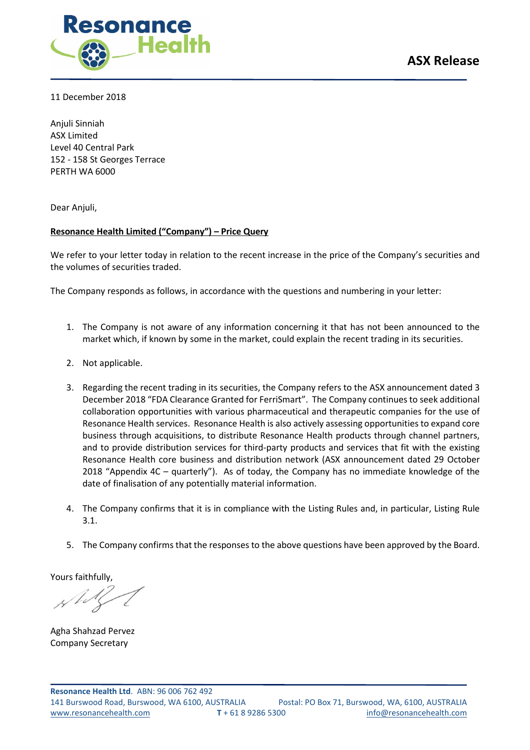**ASX Release**

11 December 2018

Anjuli Sinniah
ASX Limited
Level 40 Central Park
152 - 158 St Georges Terrace
PERTH WA 6000

Dear Anjuli,

**Resonance Health Limited ("Company") – Price Query**

We refer to your letter today in relation to the recent increase in the price of the Company's securities and the volumes of securities traded.

The Company responds as follows, in accordance with the questions and numbering in your letter:

1. The Company is not aware of any information concerning it that has not been announced to the market which, if known by some in the market, could explain the recent trading in its securities.

2. Not applicable.

3. Regarding the recent trading in its securities, the Company refers to the ASX announcement dated 3 December 2018 "FDA Clearance Granted for FerriSmart". The Company continues to seek additional collaboration opportunities with various pharmaceutical and therapeutic companies for the use of Resonance Health services. Resonance Health is also actively assessing opportunities to expand core business through acquisitions, to distribute Resonance Health products through channel partners, and to provide distribution services for third-party products and services that fit with the existing Resonance Health core business and distribution network (ASX announcement dated 29 October 2018 "Appendix 4C – quarterly"). As of today, the Company has no immediate knowledge of the date of finalisation of any potentially material information.

4. The Company confirms that it is in compliance with the Listing Rules and, in particular, Listing Rule 3.1.

5. The Company confirms that the responses to the above questions have been approved by the Board.

Yours faithfully,

Agha Shahzad Pervez
Company Secretary

**Resonance Health Ltd**. ABN: 96 006 762 492
141 Burswood Road, Burswood, WA 6100, AUSTRALIA Postal: PO Box 71, Burswood, WA, 6100, AUSTRALIA
www.resonancehealth.com **T** + 61 8 9286 5300 info@resonancehealth.com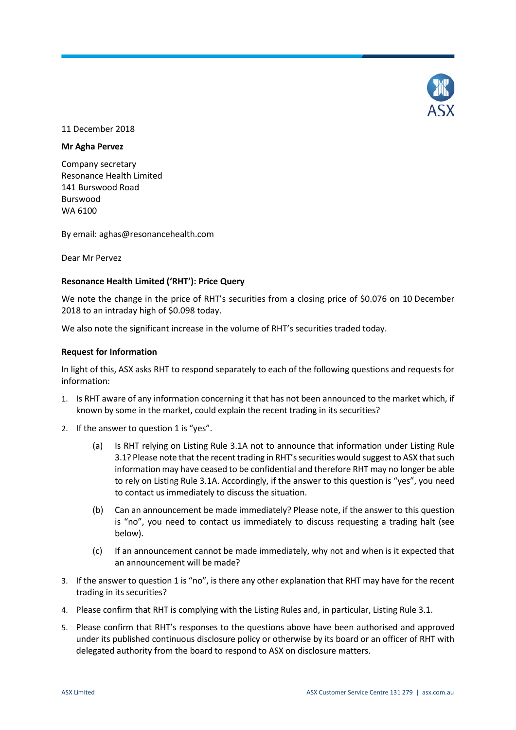11 December 2018

**Mr Agha Pervez**

Company secretary
Resonance Health Limited
141 Burswood Road
Burswood
WA 6100

By email: aghas@resonancehealth.com

Dear Mr Pervez

**Resonance Health Limited ('RHT'): Price Query**

We note the change in the price of RHT's securities from a closing price of $0.076 on 10 December 2018 to an intraday high of $0.098 today.

We also note the significant increase in the volume of RHT's securities traded today.

**Request for Information**

In light of this, ASX asks RHT to respond separately to each of the following questions and requests for information:

1. Is RHT aware of any information concerning it that has not been announced to the market which, if known by some in the market, could explain the recent trading in its securities?
2. If the answer to question 1 is "yes".
   - (a) Is RHT relying on Listing Rule 3.1A not to announce that information under Listing Rule 3.1? Please note that the recent trading in RHT's securities would suggest to ASX that such information may have ceased to be confidential and therefore RHT may no longer be able to rely on Listing Rule 3.1A. Accordingly, if the answer to this question is "yes", you need to contact us immediately to discuss the situation.
   - (b) Can an announcement be made immediately? Please note, if the answer to this question is "no", you need to contact us immediately to discuss requesting a trading halt (see below).
   - (c) If an announcement cannot be made immediately, why not and when is it expected that an announcement will be made?
3. If the answer to question 1 is "no", is there any other explanation that RHT may have for the recent trading in its securities?
4. Please confirm that RHT is complying with the Listing Rules and, in particular, Listing Rule 3.1.
5. Please confirm that RHT's responses to the questions above have been authorised and approved under its published continuous disclosure policy or otherwise by its board or an officer of RHT with delegated authority from the board to respond to ASX on disclosure matters.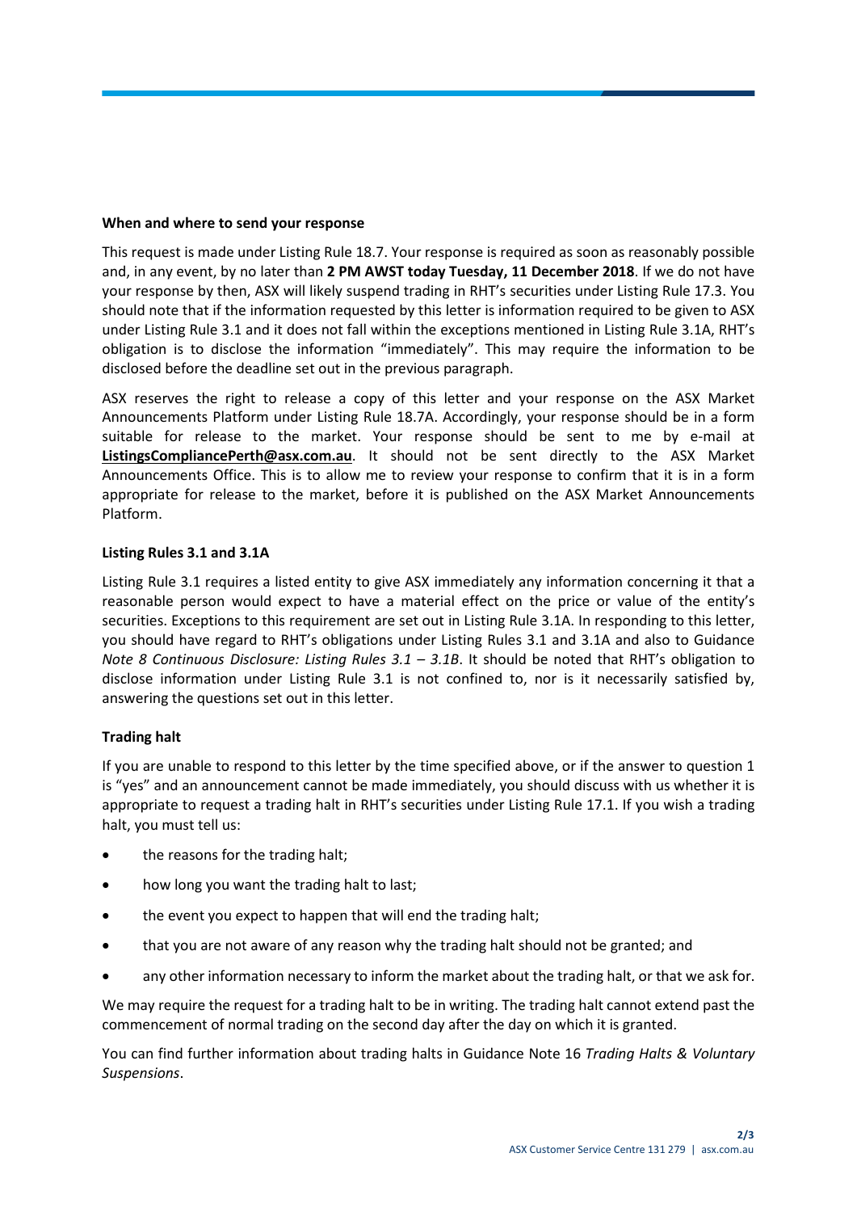**When and where to send your response**

This request is made under Listing Rule 18.7. Your response is required as soon as reasonably possible and, in any event, by no later than **2 PM AWST today Tuesday, 11 December 2018**. If we do not have your response by then, ASX will likely suspend trading in RHT's securities under Listing Rule 17.3. You should note that if the information requested by this letter is information required to be given to ASX under Listing Rule 3.1 and it does not fall within the exceptions mentioned in Listing Rule 3.1A, RHT's obligation is to disclose the information "immediately". This may require the information to be disclosed before the deadline set out in the previous paragraph.

ASX reserves the right to release a copy of this letter and your response on the ASX Market Announcements Platform under Listing Rule 18.7A. Accordingly, your response should be in a form suitable for release to the market. Your response should be sent to me by e-mail at **ListingsCompliancePerth@asx.com.au**. It should not be sent directly to the ASX Market Announcements Office. This is to allow me to review your response to confirm that it is in a form appropriate for release to the market, before it is published on the ASX Market Announcements Platform.

**Listing Rules 3.1 and 3.1A**

Listing Rule 3.1 requires a listed entity to give ASX immediately any information concerning it that a reasonable person would expect to have a material effect on the price or value of the entity's securities. Exceptions to this requirement are set out in Listing Rule 3.1A. In responding to this letter, you should have regard to RHT's obligations under Listing Rules 3.1 and 3.1A and also to Guidance *Note 8 Continuous Disclosure: Listing Rules 3.1 – 3.1B*. It should be noted that RHT's obligation to disclose information under Listing Rule 3.1 is not confined to, nor is it necessarily satisfied by, answering the questions set out in this letter.

**Trading halt**

If you are unable to respond to this letter by the time specified above, or if the answer to question 1 is "yes" and an announcement cannot be made immediately, you should discuss with us whether it is appropriate to request a trading halt in RHT's securities under Listing Rule 17.1. If you wish a trading halt, you must tell us:

- the reasons for the trading halt;
- how long you want the trading halt to last;
- the event you expect to happen that will end the trading halt;
- that you are not aware of any reason why the trading halt should not be granted; and
- any other information necessary to inform the market about the trading halt, or that we ask for.

We may require the request for a trading halt to be in writing. The trading halt cannot extend past the commencement of normal trading on the second day after the day on which it is granted.

You can find further information about trading halts in Guidance Note 16 *Trading Halts & Voluntary Suspensions*.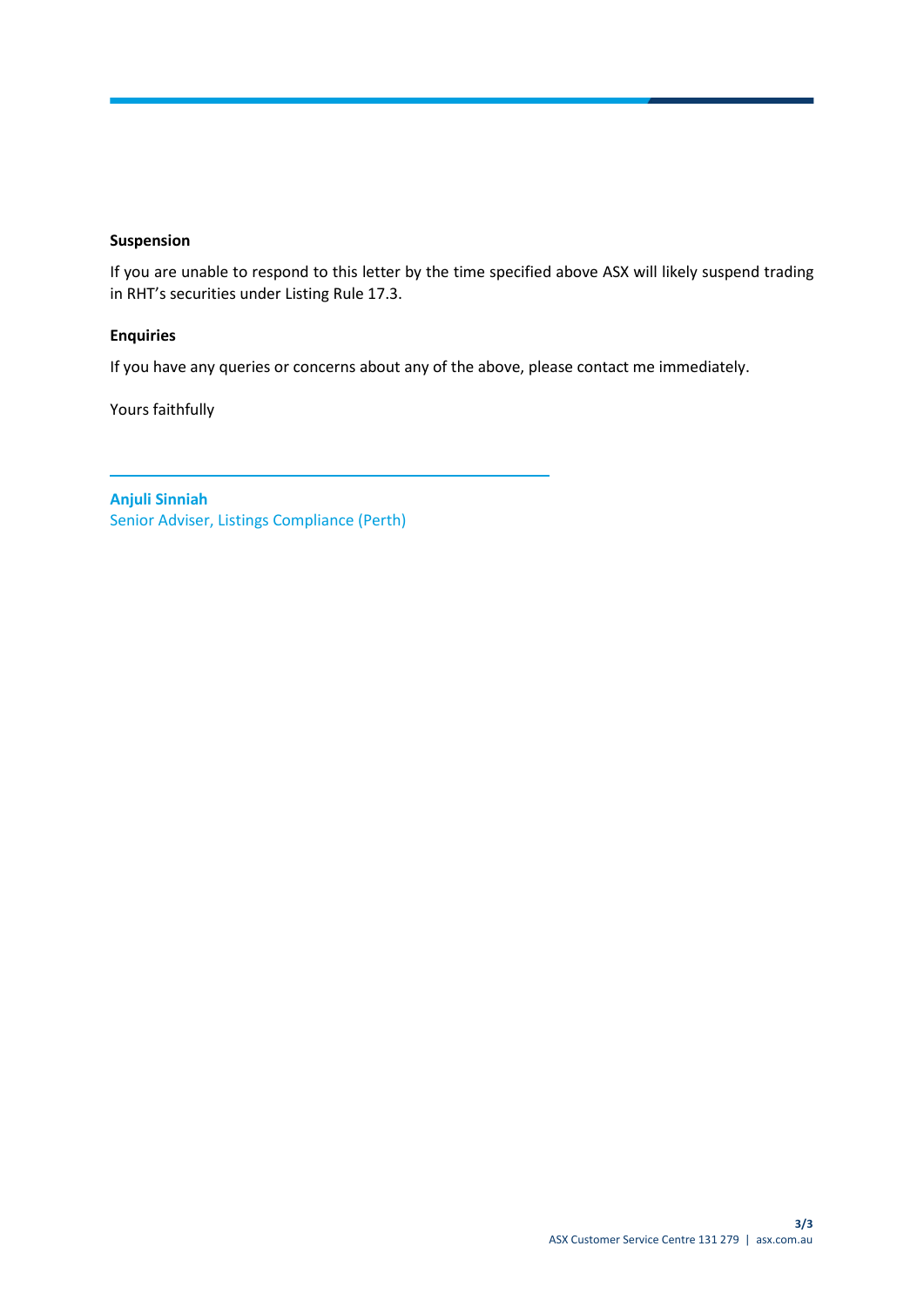**Suspension**

If you are unable to respond to this letter by the time specified above ASX will likely suspend trading in RHT's securities under Listing Rule 17.3.

**Enquiries**

If you have any queries or concerns about any of the above, please contact me immediately.

Yours faithfully

**Anjuli Sinniah**
Senior Adviser, Listings Compliance (Perth)